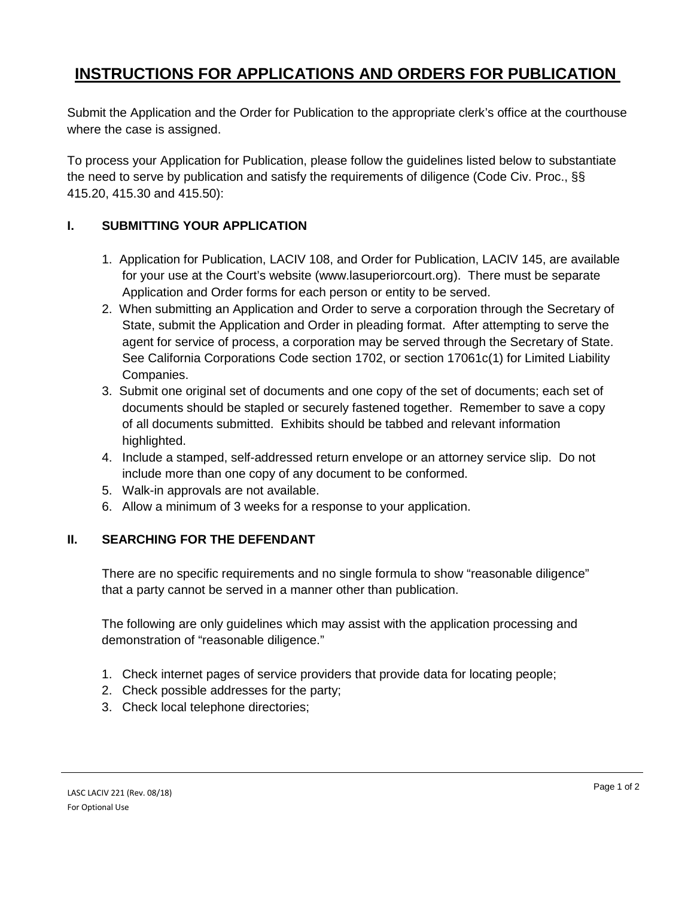# INSTRUCTIONS FOR APPLICATIONS AND ORDERS FOR PUBLICATION

Submit the Application and the Order for Publication to the appropriate clerk's office at the courthouse where the case is assigned.

To process your Application for Publication, please follow the guidelines listed below to substantiate the need to serve by publication and satisfy the requirements of diligence (Code Civ. Proc., §§ 415.20, 415.30 and 415.50):

## I. SUBMITTING YOUR APPLICATION

1. Application for Publication, LACIV 108, and Order for Publication, LACIV 145, are available for your use at the Court's website (www.lasuperiorcourt.org). There must be separate Application and Order forms for each person or entity to be served.
2. When submitting an Application and Order to serve a corporation through the Secretary of State, submit the Application and Order in pleading format. After attempting to serve the agent for service of process, a corporation may be served through the Secretary of State. See California Corporations Code section 1702, or section 17061c(1) for Limited Liability Companies.
3. Submit one original set of documents and one copy of the set of documents; each set of documents should be stapled or securely fastened together. Remember to save a copy of all documents submitted. Exhibits should be tabbed and relevant information highlighted.
4. Include a stamped, self-addressed return envelope or an attorney service slip. Do not include more than one copy of any document to be conformed.
5. Walk-in approvals are not available.
6. Allow a minimum of 3 weeks for a response to your application.

## II. SEARCHING FOR THE DEFENDANT

There are no specific requirements and no single formula to show "reasonable diligence" that a party cannot be served in a manner other than publication.

The following are only guidelines which may assist with the application processing and demonstration of "reasonable diligence."

1. Check internet pages of service providers that provide data for locating people;
2. Check possible addresses for the party;
3. Check local telephone directories;

LASC LACIV 221 (Rev. 08/18)
For Optional Use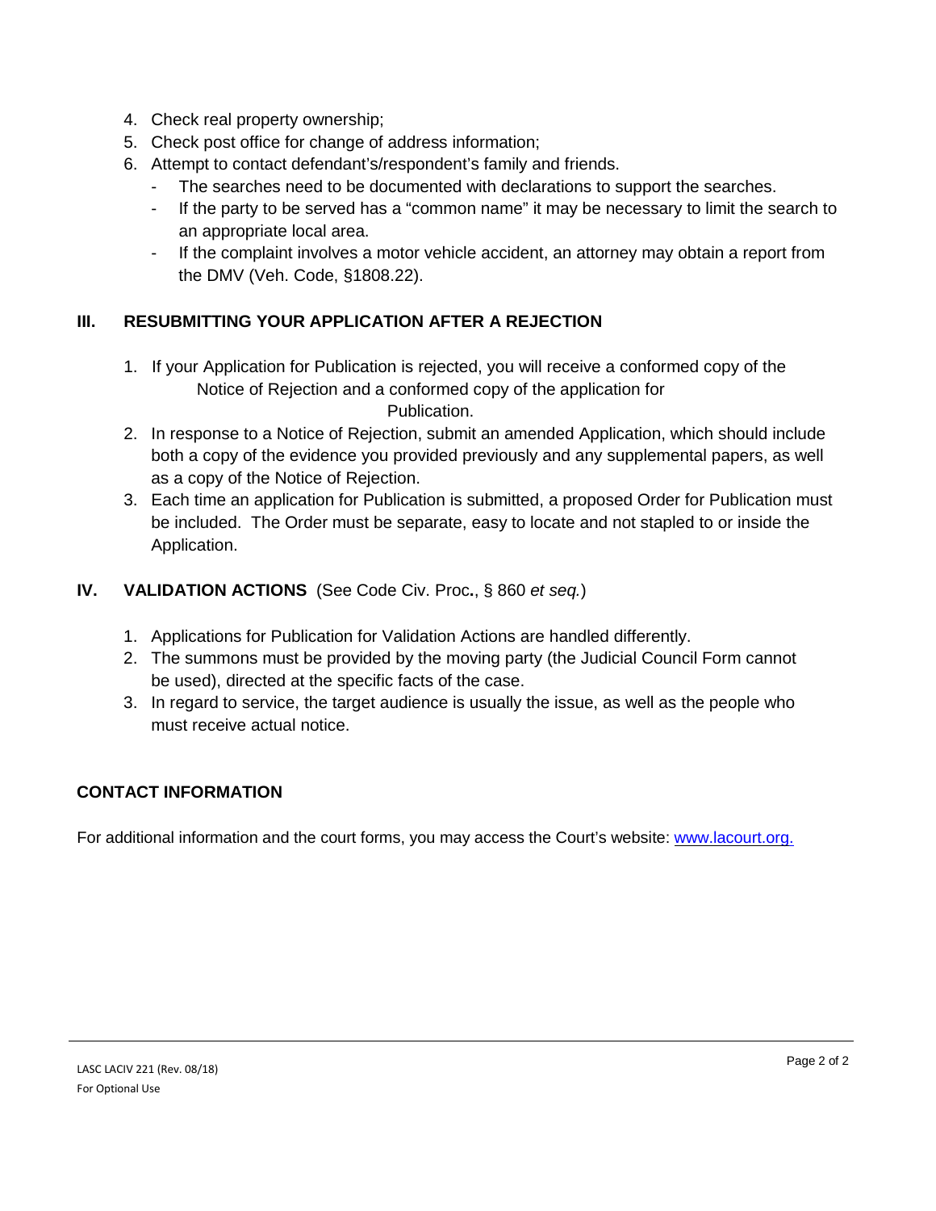4. Check real property ownership;
5. Check post office for change of address information;
6. Attempt to contact defendant's/respondent's family and friends.
   - The searches need to be documented with declarations to support the searches.
   - If the party to be served has a "common name" it may be necessary to limit the search to an appropriate local area.
   - If the complaint involves a motor vehicle accident, an attorney may obtain a report from the DMV (Veh. Code, §1808.22).

## III. RESUBMITTING YOUR APPLICATION AFTER A REJECTION

1. If your Application for Publication is rejected, you will receive a conformed copy of the Notice of Rejection and a conformed copy of the application for Publication.
2. In response to a Notice of Rejection, submit an amended Application, which should include both a copy of the evidence you provided previously and any supplemental papers, as well as a copy of the Notice of Rejection.
3. Each time an application for Publication is submitted, a proposed Order for Publication must be included. The Order must be separate, easy to locate and not stapled to or inside the Application.

## IV. VALIDATION ACTIONS (See Code Civ. Proc., § 860 *et seq.*)

1. Applications for Publication for Validation Actions are handled differently.
2. The summons must be provided by the moving party (the Judicial Council Form cannot be used), directed at the specific facts of the case.
3. In regard to service, the target audience is usually the issue, as well as the people who must receive actual notice.

## CONTACT INFORMATION

For additional information and the court forms, you may access the Court's website: www.lacourt.org.

LASC LACIV 221 (Rev. 08/18)
For Optional Use